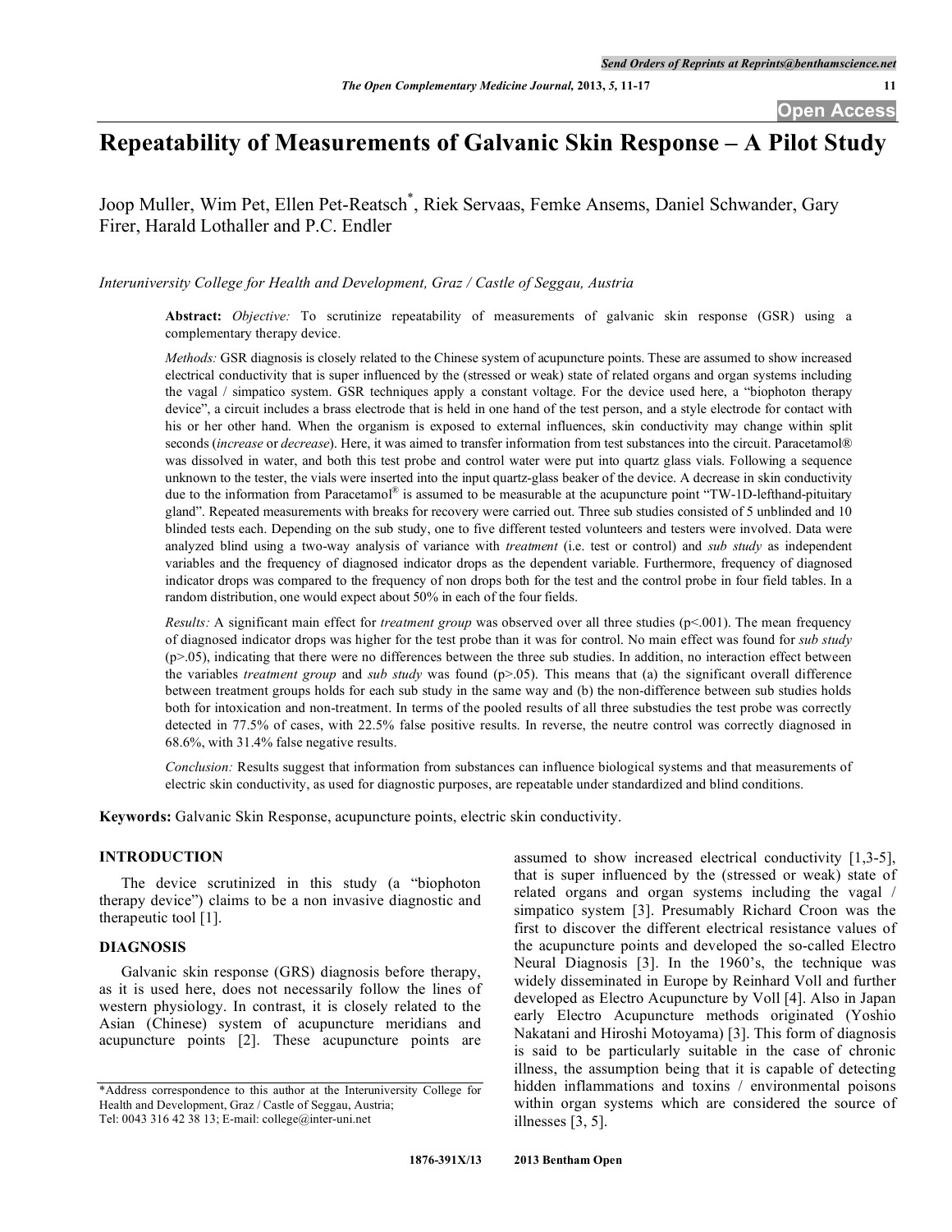# Repeatability of Measurements of Galvanic Skin Response – A Pilot Study

Joop Muller, Wim Pet, Ellen Pet-Reatsch*, Riek Servaas, Femke Ansems, Daniel Schwander, Gary Firer, Harald Lothaller and P.C. Endler

*Interuniversity College for Health and Development, Graz / Castle of Seggau, Austria*

**Abstract:** *Objective:* To scrutinize repeatability of measurements of galvanic skin response (GSR) using a complementary therapy device.

*Methods:* GSR diagnosis is closely related to the Chinese system of acupuncture points. These are assumed to show increased electrical conductivity that is super influenced by the (stressed or weak) state of related organs and organ systems including the vagal / simpatico system. GSR techniques apply a constant voltage. For the device used here, a "biophoton therapy device", a circuit includes a brass electrode that is held in one hand of the test person, and a style electrode for contact with his or her other hand. When the organism is exposed to external influences, skin conductivity may change within split seconds (*increase* or *decrease*). Here, it was aimed to transfer information from test substances into the circuit. Paracetamol® was dissolved in water, and both this test probe and control water were put into quartz glass vials. Following a sequence unknown to the tester, the vials were inserted into the input quartz-glass beaker of the device. A decrease in skin conductivity due to the information from Paracetamol® is assumed to be measurable at the acupuncture point "TW-1D-lefthand-pituitary gland". Repeated measurements with breaks for recovery were carried out. Three sub studies consisted of 5 unblinded and 10 blinded tests each. Depending on the sub study, one to five different tested volunteers and testers were involved. Data were analyzed blind using a two-way analysis of variance with *treatment* (i.e. test or control) and *sub study* as independent variables and the frequency of diagnosed indicator drops as the dependent variable. Furthermore, frequency of diagnosed indicator drops was compared to the frequency of non drops both for the test and the control probe in four field tables. In a random distribution, one would expect about 50% in each of the four fields.

*Results:* A significant main effect for *treatment group* was observed over all three studies ($p<.001$). The mean frequency of diagnosed indicator drops was higher for the test probe than it was for control. No main effect was found for *sub study* ($p>.05$), indicating that there were no differences between the three sub studies. In addition, no interaction effect between the variables *treatment group* and *sub study* was found ($p>.05$). This means that (a) the significant overall difference between treatment groups holds for each sub study in the same way and (b) the non-difference between sub studies holds both for intoxication and non-treatment. In terms of the pooled results of all three substudies the test probe was correctly detected in 77.5% of cases, with 22.5% false positive results. In reverse, the neutre control was correctly diagnosed in 68.6%, with 31.4% false negative results.

*Conclusion:* Results suggest that information from substances can influence biological systems and that measurements of electric skin conductivity, as used for diagnostic purposes, are repeatable under standardized and blind conditions.

**Keywords:** Galvanic Skin Response, acupuncture points, electric skin conductivity.

## INTRODUCTION

The device scrutinized in this study (a "biophoton therapy device") claims to be a non invasive diagnostic and therapeutic tool [1].

## DIAGNOSIS

Galvanic skin response (GRS) diagnosis before therapy, as it is used here, does not necessarily follow the lines of western physiology. In contrast, it is closely related to the Asian (Chinese) system of acupuncture meridians and acupuncture points [2]. These acupuncture points are assumed to show increased electrical conductivity [1,3-5], that is super influenced by the (stressed or weak) state of related organs and organ systems including the vagal / simpatico system [3]. Presumably Richard Croon was the first to discover the different electrical resistance values of the acupuncture points and developed the so-called Electro Neural Diagnosis [3]. In the 1960's, the technique was widely disseminated in Europe by Reinhard Voll and further developed as Electro Acupuncture by Voll [4]. Also in Japan early Electro Acupuncture methods originated (Yoshio Nakatani and Hiroshi Motoyama) [3]. This form of diagnosis is said to be particularly suitable in the case of chronic illness, the assumption being that it is capable of detecting hidden inflammations and toxins / environmental poisons within organ systems which are considered the source of illnesses [3, 5].

*Address correspondence to this author at the Interuniversity College for Health and Development, Graz / Castle of Seggau, Austria; Tel: 0043 316 42 38 13; E-mail: college@inter-uni.net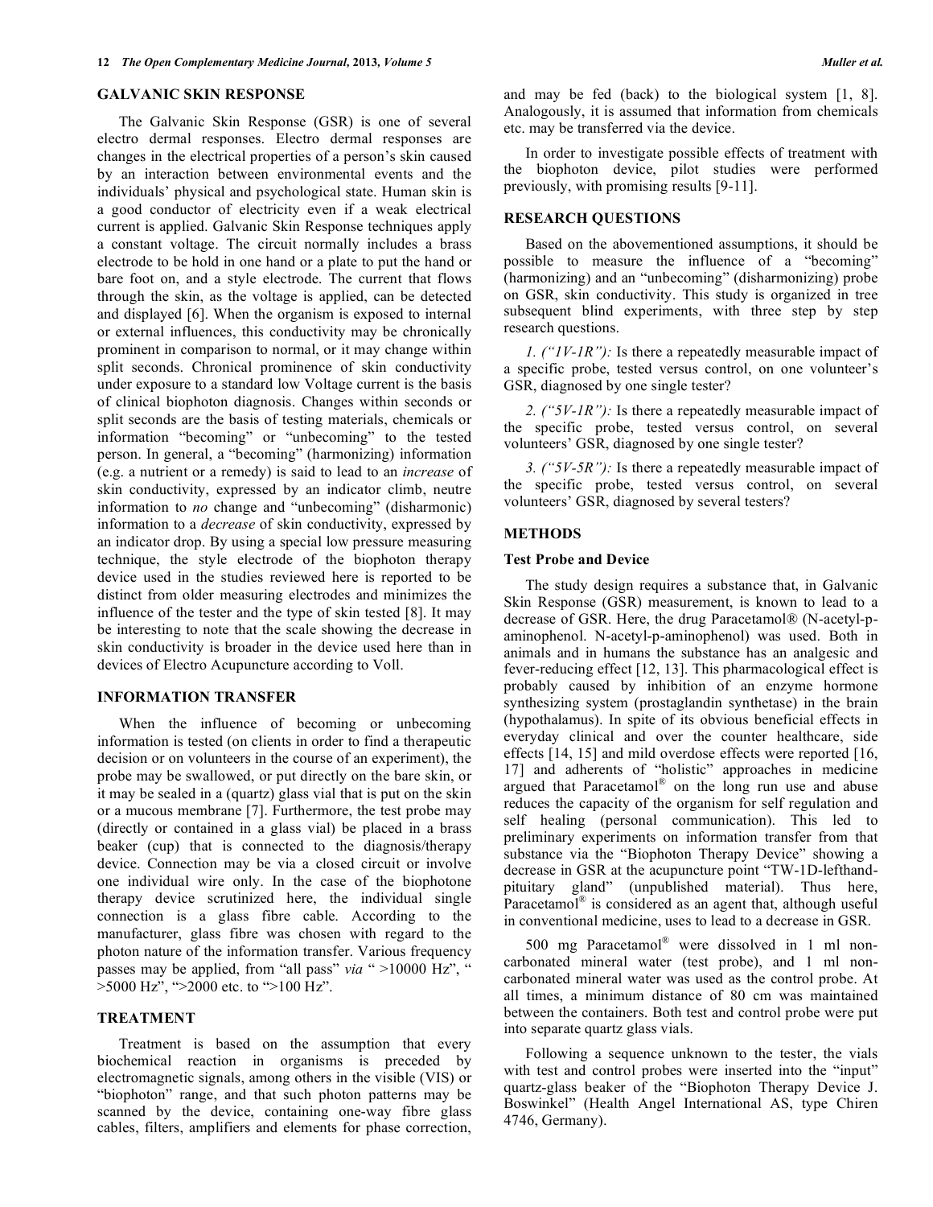## GALVANIC SKIN RESPONSE

The Galvanic Skin Response (GSR) is one of several electro dermal responses. Electro dermal responses are changes in the electrical properties of a person's skin caused by an interaction between environmental events and the individuals' physical and psychological state. Human skin is a good conductor of electricity even if a weak electrical current is applied. Galvanic Skin Response techniques apply a constant voltage. The circuit normally includes a brass electrode to be hold in one hand or a plate to put the hand or bare foot on, and a style electrode. The current that flows through the skin, as the voltage is applied, can be detected and displayed [6]. When the organism is exposed to internal or external influences, this conductivity may be chronically prominent in comparison to normal, or it may change within split seconds. Chronical prominence of skin conductivity under exposure to a standard low Voltage current is the basis of clinical biophoton diagnosis. Changes within seconds or split seconds are the basis of testing materials, chemicals or information "becoming" or "unbecoming" to the tested person. In general, a "becoming" (harmonizing) information (e.g. a nutrient or a remedy) is said to lead to an *increase* of skin conductivity, expressed by an indicator climb, neutre information to *no* change and "unbecoming" (disharmonic) information to a *decrease* of skin conductivity, expressed by an indicator drop. By using a special low pressure measuring technique, the style electrode of the biophoton therapy device used in the studies reviewed here is reported to be distinct from older measuring electrodes and minimizes the influence of the tester and the type of skin tested [8]. It may be interesting to note that the scale showing the decrease in skin conductivity is broader in the device used here than in devices of Electro Acupuncture according to Voll.

## INFORMATION TRANSFER

When the influence of becoming or unbecoming information is tested (on clients in order to find a therapeutic decision or on volunteers in the course of an experiment), the probe may be swallowed, or put directly on the bare skin, or it may be sealed in a (quartz) glass vial that is put on the skin or a mucous membrane [7]. Furthermore, the test probe may (directly or contained in a glass vial) be placed in a brass beaker (cup) that is connected to the diagnosis/therapy device. Connection may be via a closed circuit or involve one individual wire only. In the case of the biophotone therapy device scrutinized here, the individual single connection is a glass fibre cable. According to the manufacturer, glass fibre was chosen with regard to the photon nature of the information transfer. Various frequency passes may be applied, from "all pass" *via* " >10000 Hz", " >5000 Hz", ">2000 etc. to ">100 Hz".

## TREATMENT

Treatment is based on the assumption that every biochemical reaction in organisms is preceded by electromagnetic signals, among others in the visible (VIS) or "biophoton" range, and that such photon patterns may be scanned by the device, containing one-way fibre glass cables, filters, amplifiers and elements for phase correction, and may be fed (back) to the biological system [1, 8]. Analogously, it is assumed that information from chemicals etc. may be transferred via the device.

In order to investigate possible effects of treatment with the biophoton device, pilot studies were performed previously, with promising results [9-11].

## RESEARCH QUESTIONS

Based on the abovementioned assumptions, it should be possible to measure the influence of a "becoming" (harmonizing) and an "unbecoming" (disharmonizing) probe on GSR, skin conductivity. This study is organized in tree subsequent blind experiments, with three step by step research questions.

*1. ("1V-1R"):* Is there a repeatedly measurable impact of a specific probe, tested versus control, on one volunteer's GSR, diagnosed by one single tester?

*2. ("5V-1R"):* Is there a repeatedly measurable impact of the specific probe, tested versus control, on several volunteers' GSR, diagnosed by one single tester?

*3. ("5V-5R"):* Is there a repeatedly measurable impact of the specific probe, tested versus control, on several volunteers' GSR, diagnosed by several testers?

## METHODS

### Test Probe and Device

The study design requires a substance that, in Galvanic Skin Response (GSR) measurement, is known to lead to a decrease of GSR. Here, the drug Paracetamol® (N-acetyl-p-aminophenol. N-acetyl-p-aminophenol) was used. Both in animals and in humans the substance has an analgesic and fever-reducing effect [12, 13]. This pharmacological effect is probably caused by inhibition of an enzyme hormone synthesizing system (prostaglandin synthetase) in the brain (hypothalamus). In spite of its obvious beneficial effects in everyday clinical and over the counter healthcare, side effects [14, 15] and mild overdose effects were reported [16, 17] and adherents of "holistic" approaches in medicine argued that Paracetamol® on the long run use and abuse reduces the capacity of the organism for self regulation and self healing (personal communication). This led to preliminary experiments on information transfer from that substance via the "Biophoton Therapy Device" showing a decrease in GSR at the acupuncture point "TW-1D-lefthand-pituitary gland" (unpublished material). Thus here, Paracetamol® is considered as an agent that, although useful in conventional medicine, uses to lead to a decrease in GSR.

500 mg Paracetamol® were dissolved in 1 ml non-carbonated mineral water (test probe), and 1 ml non-carbonated mineral water was used as the control probe. At all times, a minimum distance of 80 cm was maintained between the containers. Both test and control probe were put into separate quartz glass vials.

Following a sequence unknown to the tester, the vials with test and control probes were inserted into the "input" quartz-glass beaker of the "Biophoton Therapy Device J. Boswinkel" (Health Angel International AS, type Chiren 4746, Germany).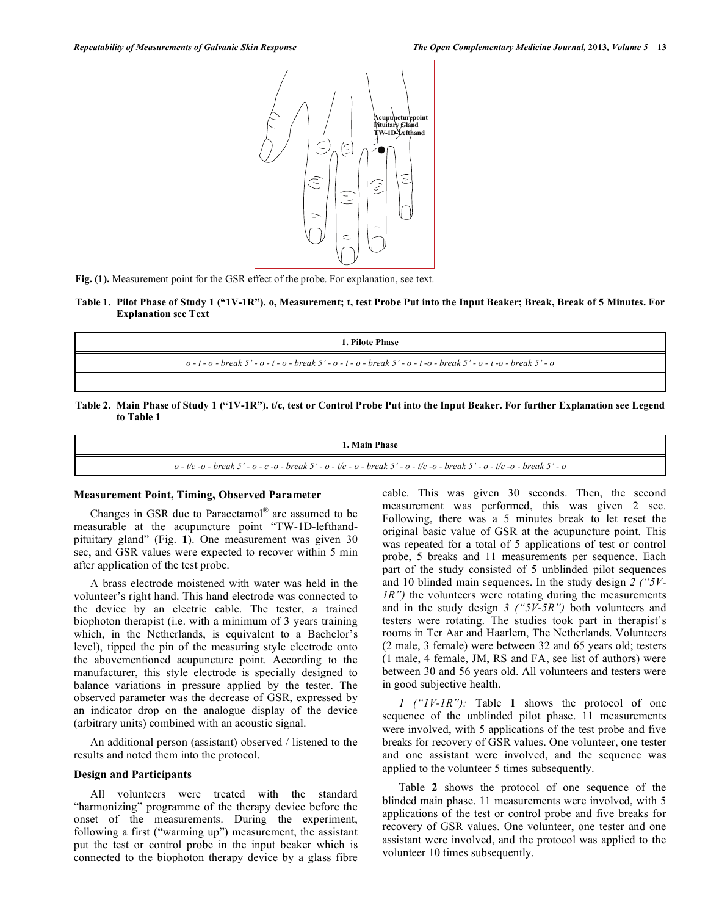Fig. (1). Measurement point for the GSR effect of the probe. For explanation, see text.

**Table 1. Pilot Phase of Study 1 ("1V-1R"). o, Measurement; t, test Probe Put into the Input Beaker; Break, Break of 5 Minutes. For Explanation see Text**

| 1. Pilote Phase |
|---|
| *o - t - o - break 5' - o - t - o - break 5' - o - t - o - break 5' - o - t -o - break 5' - o - t -o - break 5' - o* |

**Table 2. Main Phase of Study 1 ("1V-1R"). t/c, test or Control Probe Put into the Input Beaker. For further Explanation see Legend to Table 1**

| 1. Main Phase |
|---|
| *o - t/c -o - break 5' - o - c -o - break 5' - o - t/c - o - break 5' - o - t/c -o - break 5' - o - t/c -o - break 5' - o* |

### Measurement Point, Timing, Observed Parameter

Changes in GSR due to Paracetamol® are assumed to be measurable at the acupuncture point "TW-1D-lefthand-pituitary gland" (Fig. **1**). One measurement was given 30 sec, and GSR values were expected to recover within 5 min after application of the test probe.

A brass electrode moistened with water was held in the volunteer's right hand. This hand electrode was connected to the device by an electric cable. The tester, a trained biophoton therapist (i.e. with a minimum of 3 years training which, in the Netherlands, is equivalent to a Bachelor's level), tipped the pin of the measuring style electrode onto the abovementioned acupuncture point. According to the manufacturer, this style electrode is specially designed to balance variations in pressure applied by the tester. The observed parameter was the decrease of GSR, expressed by an indicator drop on the analogue display of the device (arbitrary units) combined with an acoustic signal.

An additional person (assistant) observed / listened to the results and noted them into the protocol.

### Design and Participants

All volunteers were treated with the standard "harmonizing" programme of the therapy device before the onset of the measurements. During the experiment, following a first ("warming up") measurement, the assistant put the test or control probe in the input beaker which is connected to the biophoton therapy device by a glass fibre cable. This was given 30 seconds. Then, the second measurement was performed, this was given 2 sec. Following, there was a 5 minutes break to let reset the original basic value of GSR at the acupuncture point. This was repeated for a total of 5 applications of test or control probe, 5 breaks and 11 measurements per sequence. Each part of the study consisted of 5 unblinded pilot sequences and 10 blinded main sequences. In the study design *2 ("5V-1R")* the volunteers were rotating during the measurements and in the study design *3 ("5V-5R")* both volunteers and testers were rotating. The studies took part in therapist's rooms in Ter Aar and Haarlem, The Netherlands. Volunteers (2 male, 3 female) were between 32 and 65 years old; testers (1 male, 4 female, JM, RS and FA, see list of authors) were between 30 and 56 years old. All volunteers and testers were in good subjective health.

*1 ("1V-1R"):* Table **1** shows the protocol of one sequence of the unblinded pilot phase. 11 measurements were involved, with 5 applications of the test probe and five breaks for recovery of GSR values. One volunteer, one tester and one assistant were involved, and the sequence was applied to the volunteer 5 times subsequently.

Table **2** shows the protocol of one sequence of the blinded main phase. 11 measurements were involved, with 5 applications of the test or control probe and five breaks for recovery of GSR values. One volunteer, one tester and one assistant were involved, and the protocol was applied to the volunteer 10 times subsequently.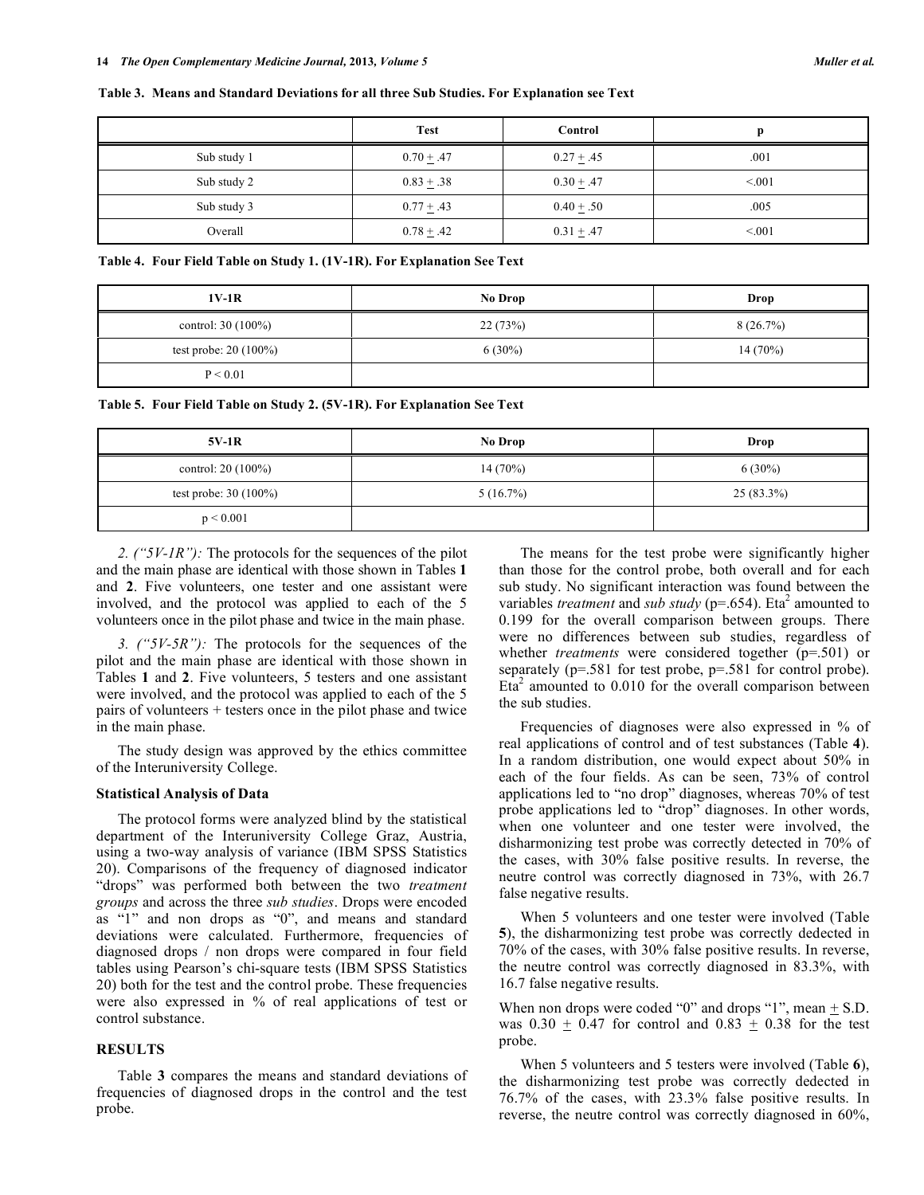**Table 3. Means and Standard Deviations for all three Sub Studies. For Explanation see Text**

| | Test | Control | p |
|---|---|---|---|
| Sub study 1 | 0.70 $\pm$ .47 | 0.27 $\pm$ .45 | .001 |
| Sub study 2 | 0.83 $\pm$ .38 | 0.30 $\pm$ .47 | <.001 |
| Sub study 3 | 0.77 $\pm$ .43 | 0.40 $\pm$ .50 | .005 |
| Overall | 0.78 $\pm$ .42 | 0.31 $\pm$ .47 | <.001 |

**Table 4. Four Field Table on Study 1. (1V-1R). For Explanation See Text**

| 1V-1R | No Drop | Drop |
|---|---|---|
| control: 30 (100%) | 22 (73%) | 8 (26.7%) |
| test probe: 20 (100%) | 6 (30%) | 14 (70%) |
| P < 0.01 | | |

**Table 5. Four Field Table on Study 2. (5V-1R). For Explanation See Text**

| 5V-1R | No Drop | Drop |
|---|---|---|
| control: 20 (100%) | 14 (70%) | 6 (30%) |
| test probe: 30 (100%) | 5 (16.7%) | 25 (83.3%) |
| p < 0.001 | | |

*2. ("5V-1R"):* The protocols for the sequences of the pilot and the main phase are identical with those shown in Tables **1** and **2**. Five volunteers, one tester and one assistant were involved, and the protocol was applied to each of the 5 volunteers once in the pilot phase and twice in the main phase.

*3. ("5V-5R"):* The protocols for the sequences of the pilot and the main phase are identical with those shown in Tables **1** and **2**. Five volunteers, 5 testers and one assistant were involved, and the protocol was applied to each of the 5 pairs of volunteers + testers once in the pilot phase and twice in the main phase.

The study design was approved by the ethics committee of the Interuniversity College.

**Statistical Analysis of Data**

The protocol forms were analyzed blind by the statistical department of the Interuniversity College Graz, Austria, using a two-way analysis of variance (IBM SPSS Statistics 20). Comparisons of the frequency of diagnosed indicator "drops" was performed both between the two *treatment groups* and across the three *sub studies*. Drops were encoded as "1" and non drops as "0", and means and standard deviations were calculated. Furthermore, frequencies of diagnosed drops / non drops were compared in four field tables using Pearson's chi-square tests (IBM SPSS Statistics 20) both for the test and the control probe. These frequencies were also expressed in % of real applications of test or control substance.

## RESULTS

Table **3** compares the means and standard deviations of frequencies of diagnosed drops in the control and the test probe.

The means for the test probe were significantly higher than those for the control probe, both overall and for each sub study. No significant interaction was found between the variables *treatment* and *sub study* (p=.654). $\text{Eta}^2$ amounted to 0.199 for the overall comparison between groups. There were no differences between sub studies, regardless of whether *treatments* were considered together (p=.501) or separately (p=.581 for test probe, p=.581 for control probe). $\text{Eta}^2$ amounted to 0.010 for the overall comparison between the sub studies.

Frequencies of diagnoses were also expressed in % of real applications of control and of test substances (Table **4**). In a random distribution, one would expect about 50% in each of the four fields. As can be seen, 73% of control applications led to "no drop" diagnoses, whereas 70% of test probe applications led to "drop" diagnoses. In other words, when one volunteer and one tester were involved, the disharmonizing test probe was correctly detected in 70% of the cases, with 30% false positive results. In reverse, the neutre control was correctly diagnosed in 73%, with 26.7 false negative results.

When 5 volunteers and one tester were involved (Table **5**), the disharmonizing test probe was correctly dedected in 70% of the cases, with 30% false positive results. In reverse, the neutre control was correctly diagnosed in 83.3%, with 16.7 false negative results.

When non drops were coded "0" and drops "1", mean $\pm$ S.D. was 0.30 $\pm$ 0.47 for control and 0.83 $\pm$ 0.38 for the test probe.

When 5 volunteers and 5 testers were involved (Table **6**), the disharmonizing test probe was correctly dedected in 76.7% of the cases, with 23.3% false positive results. In reverse, the neutre control was correctly diagnosed in 60%,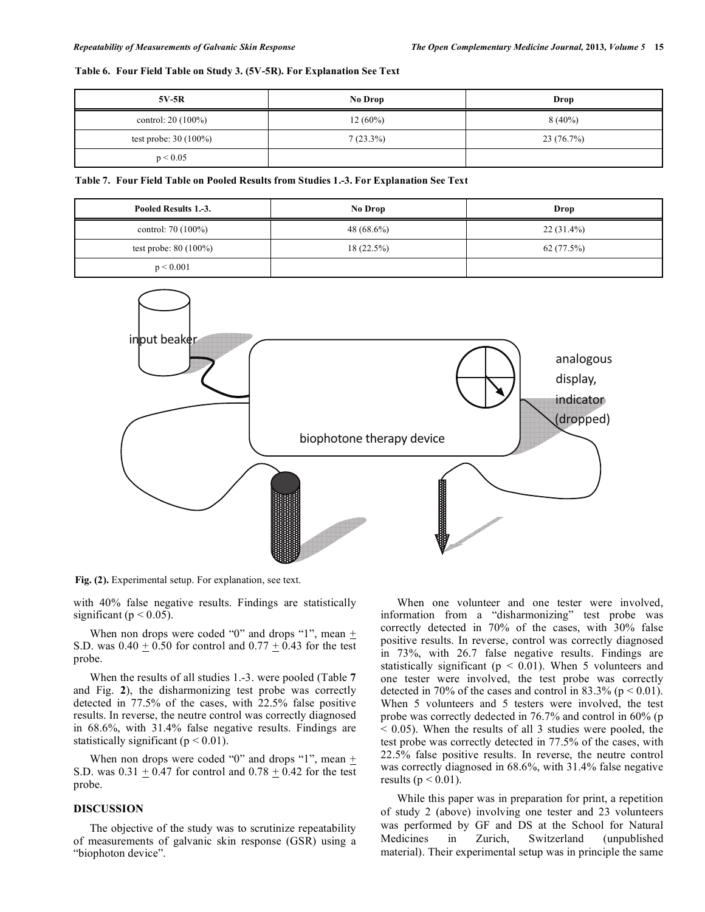**Table 6. Four Field Table on Study 3. (5V-5R). For Explanation See Text**

| 5V-5R | No Drop | Drop |
|---|---|---|
| control: 20 (100%) | 12 (60%) | 8 (40%) |
| test probe: 30 (100%) | 7 (23.3%) | 23 (76.7%) |
| $p < 0.05$ | | |

**Table 7. Four Field Table on Pooled Results from Studies 1.-3. For Explanation See Text**

| Pooled Results 1.-3. | No Drop | Drop |
|---|---|---|
| control: 70 (100%) | 48 (68.6%) | 22 (31.4%) |
| test probe: 80 (100%) | 18 (22.5%) | 62 (77.5%) |
| $p < 0.001$ | | |

**Fig. (2).** Experimental setup. For explanation, see text.

with 40% false negative results. Findings are statistically significant ($p < 0.05$).

When non drops were coded "0" and drops "1", mean ± S.D. was 0.40 ± 0.50 for control and 0.77 ± 0.43 for the test probe.

When the results of all studies 1.-3. were pooled (Table **7** and Fig. **2**), the disharmonizing test probe was correctly detected in 77.5% of the cases, with 22.5% false positive results. In reverse, the neutre control was correctly diagnosed in 68.6%, with 31.4% false negative results. Findings are statistically significant ($p < 0.01$).

When non drops were coded "0" and drops "1", mean ± S.D. was 0.31 ± 0.47 for control and 0.78 ± 0.42 for the test probe.

## DISCUSSION

The objective of the study was to scrutinize repeatability of measurements of galvanic skin response (GSR) using a "biophoton device".

When one volunteer and one tester were involved, information from a "disharmonizing" test probe was correctly detected in 70% of the cases, with 30% false positive results. In reverse, control was correctly diagnosed in 73%, with 26.7 false negative results. Findings are statistically significant ($p < 0.01$). When 5 volunteers and one tester were involved, the test probe was correctly detected in 70% of the cases and control in 83.3% ($p < 0.01$). When 5 volunteers and 5 testers were involved, the test probe was correctly dedected in 76.7% and control in 60% ($p < 0.05$). When the results of all 3 studies were pooled, the test probe was correctly detected in 77.5% of the cases, with 22.5% false positive results. In reverse, the neutre control was correctly diagnosed in 68.6%, with 31.4% false negative results ($p < 0.01$).

While this paper was in preparation for print, a repetition of study 2 (above) involving one tester and 23 volunteers was performed by GF and DS at the School for Natural Medicines in Zurich, Switzerland (unpublished material). Their experimental setup was in principle the same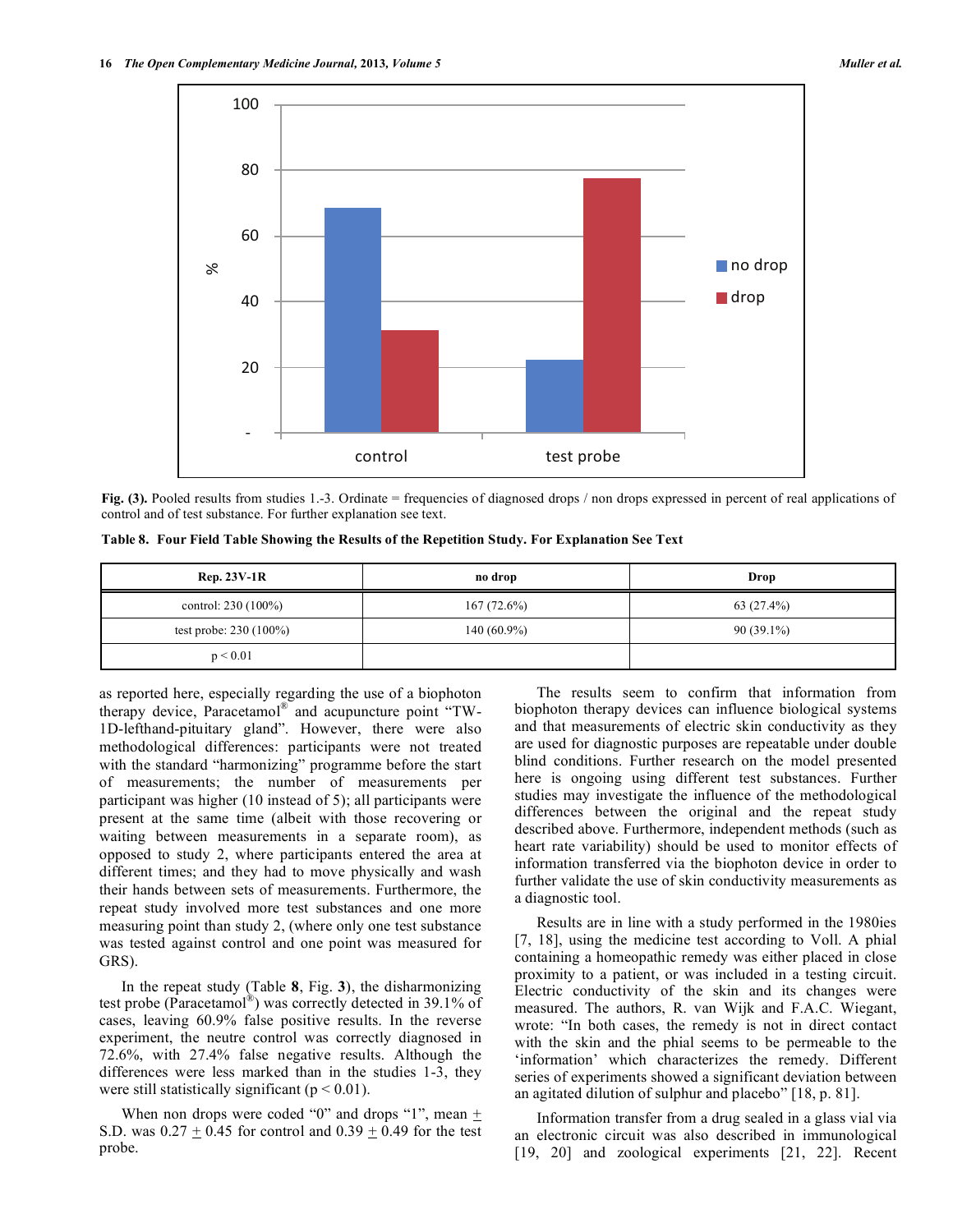Fig. (3). Pooled results from studies 1.-3. Ordinate = frequencies of diagnosed drops / non drops expressed in percent of real applications of control and of test substance. For further explanation see text.

**Table 8. Four Field Table Showing the Results of the Repetition Study. For Explanation See Text**

| Rep. 23V-1R | no drop | Drop |
|---|---|---|
| control: 230 (100%) | 167 (72.6%) | 63 (27.4%) |
| test probe: 230 (100%) | 140 (60.9%) | 90 (39.1%) |
| $p < 0.01$ | | |

as reported here, especially regarding the use of a biophoton therapy device, Paracetamol® and acupuncture point "TW-1D-lefthand-pituitary gland". However, there were also methodological differences: participants were not treated with the standard "harmonizing" programme before the start of measurements; the number of measurements per participant was higher (10 instead of 5); all participants were present at the same time (albeit with those recovering or waiting between measurements in a separate room), as opposed to study 2, where participants entered the area at different times; and they had to move physically and wash their hands between sets of measurements. Furthermore, the repeat study involved more test substances and one more measuring point than study 2, (where only one test substance was tested against control and one point was measured for GRS).

In the repeat study (Table **8**, Fig. **3**), the disharmonizing test probe (Paracetamol®) was correctly detected in 39.1% of cases, leaving 60.9% false positive results. In the reverse experiment, the neutre control was correctly diagnosed in 72.6%, with 27.4% false negative results. Although the differences were less marked than in the studies 1-3, they were still statistically significant ($p < 0.01$).

When non drops were coded "0" and drops "1", mean $\pm$ S.D. was $0.27 \pm 0.45$ for control and $0.39 \pm 0.49$ for the test probe.

The results seem to confirm that information from biophoton therapy devices can influence biological systems and that measurements of electric skin conductivity as they are used for diagnostic purposes are repeatable under double blind conditions. Further research on the model presented here is ongoing using different test substances. Further studies may investigate the influence of the methodological differences between the original and the repeat study described above. Furthermore, independent methods (such as heart rate variability) should be used to monitor effects of information transferred via the biophoton device in order to further validate the use of skin conductivity measurements as a diagnostic tool.

Results are in line with a study performed in the 1980ies [7, 18], using the medicine test according to Voll. A phial containing a homeopathic remedy was either placed in close proximity to a patient, or was included in a testing circuit. Electric conductivity of the skin and its changes were measured. The authors, R. van Wijk and F.A.C. Wiegant, wrote: "In both cases, the remedy is not in direct contact with the skin and the phial seems to be permeable to the 'information' which characterizes the remedy. Different series of experiments showed a significant deviation between an agitated dilution of sulphur and placebo" [18, p. 81].

Information transfer from a drug sealed in a glass vial via an electronic circuit was also described in immunological [19, 20] and zoological experiments [21, 22]. Recent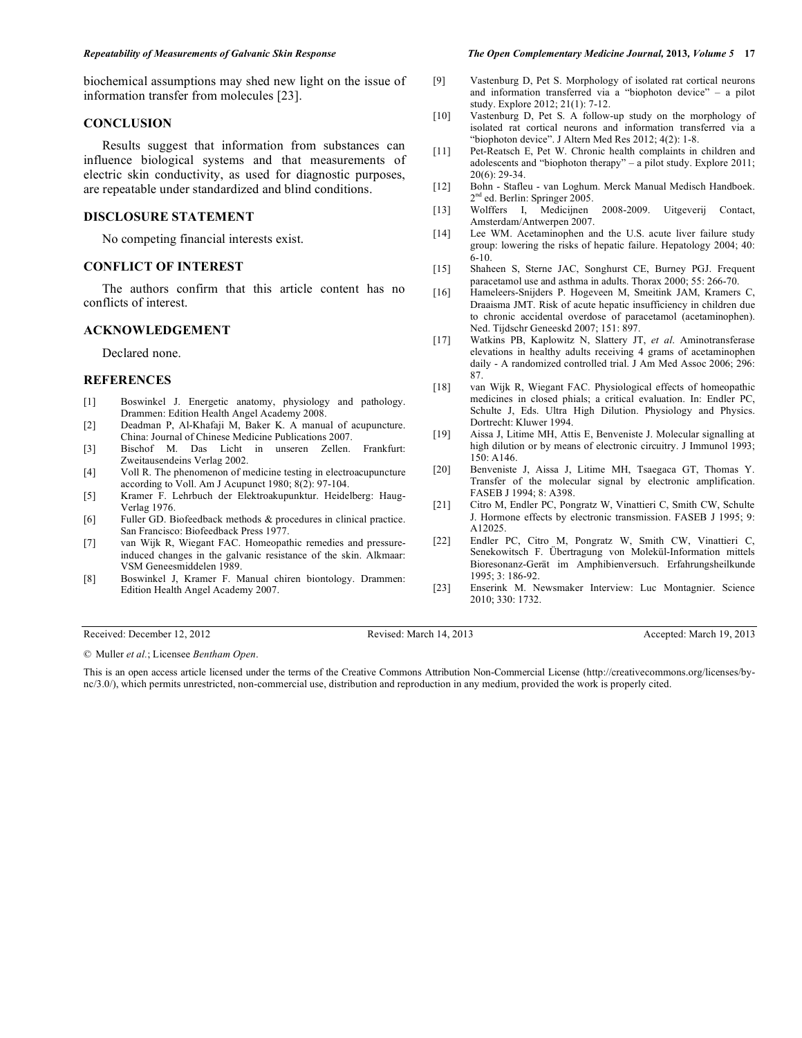biochemical assumptions may shed new light on the issue of information transfer from molecules [23].

## CONCLUSION

Results suggest that information from substances can influence biological systems and that measurements of electric skin conductivity, as used for diagnostic purposes, are repeatable under standardized and blind conditions.

## DISCLOSURE STATEMENT

No competing financial interests exist.

## CONFLICT OF INTEREST

The authors confirm that this article content has no conflicts of interest.

## ACKNOWLEDGEMENT

Declared none.

## REFERENCES

[1] Boswinkel J. Energetic anatomy, physiology and pathology. Drammen: Edition Health Angel Academy 2008.

[2] Deadman P, Al-Khafaji M, Baker K. A manual of acupuncture. China: Journal of Chinese Medicine Publications 2007.

[3] Bischof M. Das Licht in unseren Zellen. Frankfurt: Zweitausendeins Verlag 2002.

[4] Voll R. The phenomenon of medicine testing in electroacupuncture according to Voll. Am J Acupunct 1980; 8(2): 97-104.

[5] Kramer F. Lehrbuch der Elektroakupunktur. Heidelberg: Haug-Verlag 1976.

[6] Fuller GD. Biofeedback methods & procedures in clinical practice. San Francisco: Biofeedback Press 1977.

[7] van Wijk R, Wiegant FAC. Homeopathic remedies and pressure-induced changes in the galvanic resistance of the skin. Alkmaar: VSM Geneesmiddelen 1989.

[8] Boswinkel J, Kramer F. Manual chiren biontology. Drammen: Edition Health Angel Academy 2007.

[9] Vastenburg D, Pet S. Morphology of isolated rat cortical neurons and information transferred via a "biophoton device" – a pilot study. Explore 2012; 21(1): 7-12.

[10] Vastenburg D, Pet S. A follow-up study on the morphology of isolated rat cortical neurons and information transferred via a "biophoton device". J Altern Med Res 2012; 4(2): 1-8.

[11] Pet-Reatsch E, Pet W. Chronic health complaints in children and adolescents and "biophoton therapy" – a pilot study. Explore 2011; 20(6): 29-34.

[12] Bohn - Stafleu - van Loghum. Merck Manual Medisch Handboek. 2nd ed. Berlin: Springer 2005.

[13] Wolffers I, Medicijnen 2008-2009. Uitgeverij Contact, Amsterdam/Antwerpen 2007.

[14] Lee WM. Acetaminophen and the U.S. acute liver failure study group: lowering the risks of hepatic failure. Hepatology 2004; 40: 6-10.

[15] Shaheen S, Sterne JAC, Songhurst CE, Burney PGJ. Frequent paracetamol use and asthma in adults. Thorax 2000; 55: 266-70.

[16] Hameleers-Snijders P. Hogeveen M, Smeitink JAM, Kramers C, Draaisma JMT. Risk of acute hepatic insufficiency in children due to chronic accidental overdose of paracetamol (acetaminophen). Ned. Tijdschr Geneeskd 2007; 151: 897.

[17] Watkins PB, Kaplowitz N, Slattery JT, *et al*. Aminotransferase elevations in healthy adults receiving 4 grams of acetaminophen daily - A randomized controlled trial. J Am Med Assoc 2006; 296: 87.

[18] van Wijk R, Wiegant FAC. Physiological effects of homeopathic medicines in closed phials; a critical evaluation. In: Endler PC, Schulte J, Eds. Ultra High Dilution. Physiology and Physics. Dortrecht: Kluwer 1994.

[19] Aissa J, Litime MH, Attis E, Benveniste J. Molecular signalling at high dilution or by means of electronic circuitry. J Immunol 1993; 150: A146.

[20] Benveniste J, Aissa J, Litime MH, Tsaegaca GT, Thomas Y. Transfer of the molecular signal by electronic amplification. FASEB J 1994; 8: A398.

[21] Citro M, Endler PC, Pongratz W, Vinattieri C, Smith CW, Schulte J. Hormone effects by electronic transmission. FASEB J 1995; 9: A12025.

[22] Endler PC, Citro M, Pongratz W, Smith CW, Vinattieri C, Senekowitsch F. Übertragung von Molekül-Information mittels Bioresonanz-Gerät im Amphibienversuch. Erfahrungsheilkunde 1995; 3: 186-92.

[23] Enserink M. Newsmaker Interview: Luc Montagnier. Science 2010; 330: 1732.

Received: December 12, 2012 Revised: March 14, 2013 Accepted: March 19, 2013

© Muller *et al.*; Licensee *Bentham Open*.

This is an open access article licensed under the terms of the Creative Commons Attribution Non-Commercial License (http://creativecommons.org/licenses/by-nc/3.0/), which permits unrestricted, non-commercial use, distribution and reproduction in any medium, provided the work is properly cited.